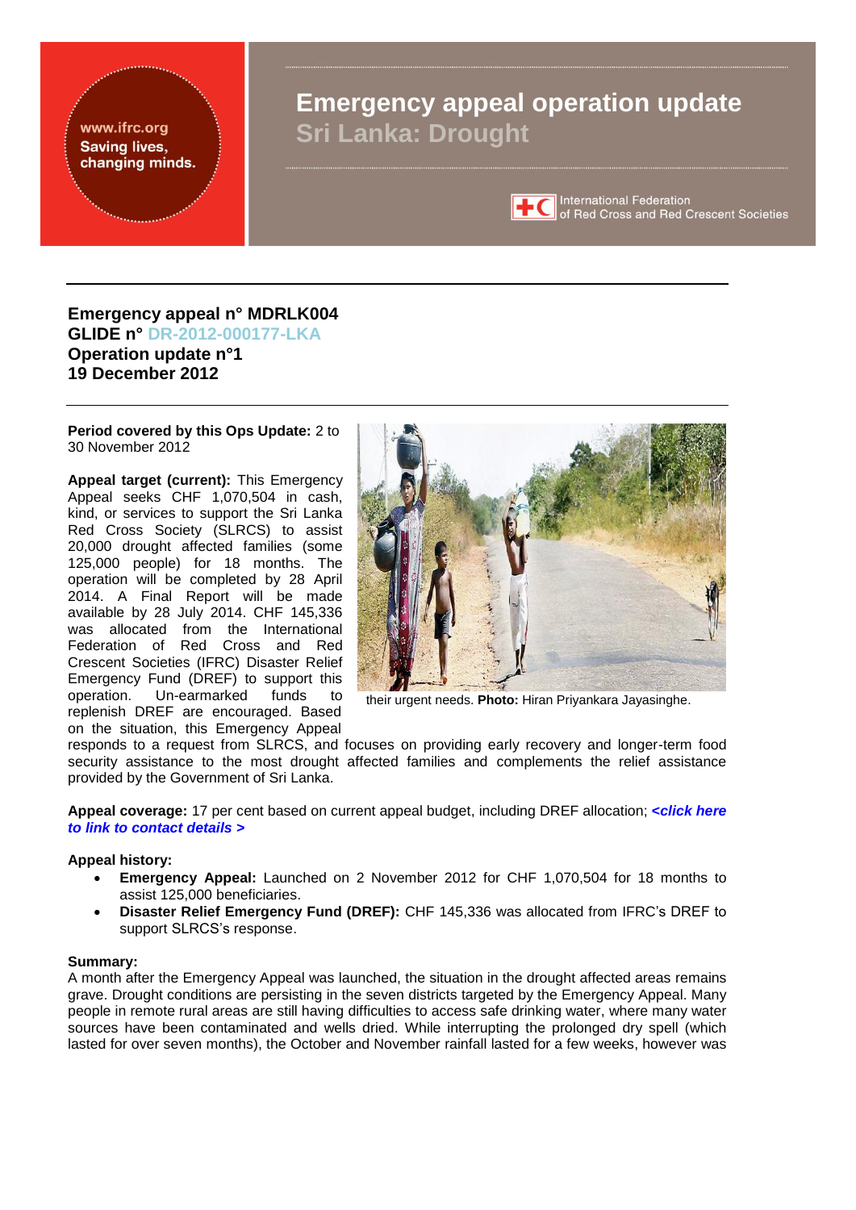# Emergency appeal operation update
## Sri Lanka: Drought

www.ifrc.org
Saving lives, changing minds.

International Federation of Red Cross and Red Crescent Societies

**Emergency appeal n° MDRLK004**
**GLIDE n° DR-2012-000177-LKA**
**Operation update n°1**
**19 December 2012**

**Period covered by this Ops Update:** 2 to 30 November 2012

**Appeal target (current):** This Emergency Appeal seeks CHF 1,070,504 in cash, kind, or services to support the Sri Lanka Red Cross Society (SLRCS) to assist 20,000 drought affected families (some 125,000 people) for 18 months. The operation will be completed by 28 April 2014. A Final Report will be made available by 28 July 2014. CHF 145,336 was allocated from the International Federation of Red Cross and Red Crescent Societies (IFRC) Disaster Relief Emergency Fund (DREF) to support this operation. Un-earmarked funds to replenish DREF are encouraged. Based on the situation, this Emergency Appeal responds to a request from SLRCS, and focuses on providing early recovery and longer-term food security assistance to the most drought affected families and complements the relief assistance provided by the Government of Sri Lanka.

their urgent needs. **Photo:** Hiran Priyankara Jayasinghe.

**Appeal coverage:** 17 per cent based on current appeal budget, including DREF allocation; ***<click here to link to contact details >***

**Appeal history:**

- **Emergency Appeal:** Launched on 2 November 2012 for CHF 1,070,504 for 18 months to assist 125,000 beneficiaries.
- **Disaster Relief Emergency Fund (DREF):** CHF 145,336 was allocated from IFRC's DREF to support SLRCS's response.

**Summary:**
A month after the Emergency Appeal was launched, the situation in the drought affected areas remains grave. Drought conditions are persisting in the seven districts targeted by the Emergency Appeal. Many people in remote rural areas are still having difficulties to access safe drinking water, where many water sources have been contaminated and wells dried. While interrupting the prolonged dry spell (which lasted for over seven months), the October and November rainfall lasted for a few weeks, however was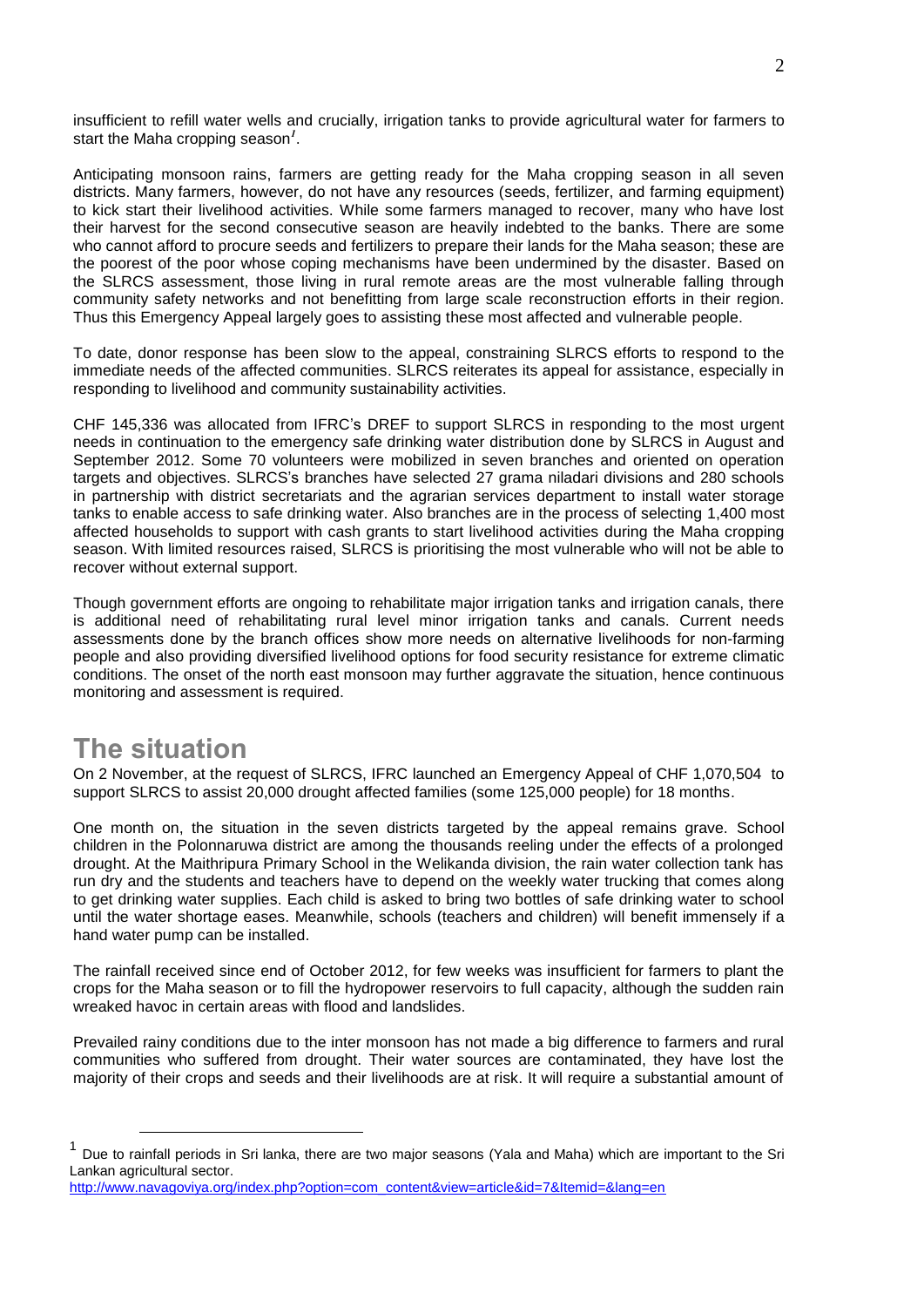insufficient to refill water wells and crucially, irrigation tanks to provide agricultural water for farmers to start the Maha cropping season[1].

Anticipating monsoon rains, farmers are getting ready for the Maha cropping season in all seven districts. Many farmers, however, do not have any resources (seeds, fertilizer, and farming equipment) to kick start their livelihood activities. While some farmers managed to recover, many who have lost their harvest for the second consecutive season are heavily indebted to the banks. There are some who cannot afford to procure seeds and fertilizers to prepare their lands for the Maha season; these are the poorest of the poor whose coping mechanisms have been undermined by the disaster. Based on the SLRCS assessment, those living in rural remote areas are the most vulnerable falling through community safety networks and not benefitting from large scale reconstruction efforts in their region. Thus this Emergency Appeal largely goes to assisting these most affected and vulnerable people.

To date, donor response has been slow to the appeal, constraining SLRCS efforts to respond to the immediate needs of the affected communities. SLRCS reiterates its appeal for assistance, especially in responding to livelihood and community sustainability activities.

CHF 145,336 was allocated from IFRC's DREF to support SLRCS in responding to the most urgent needs in continuation to the emergency safe drinking water distribution done by SLRCS in August and September 2012. Some 70 volunteers were mobilized in seven branches and oriented on operation targets and objectives. SLRCS's branches have selected 27 grama niladari divisions and 280 schools in partnership with district secretariats and the agrarian services department to install water storage tanks to enable access to safe drinking water. Also branches are in the process of selecting 1,400 most affected households to support with cash grants to start livelihood activities during the Maha cropping season. With limited resources raised, SLRCS is prioritising the most vulnerable who will not be able to recover without external support.

Though government efforts are ongoing to rehabilitate major irrigation tanks and irrigation canals, there is additional need of rehabilitating rural level minor irrigation tanks and canals. Current needs assessments done by the branch offices show more needs on alternative livelihoods for non-farming people and also providing diversified livelihood options for food security resistance for extreme climatic conditions. The onset of the north east monsoon may further aggravate the situation, hence continuous monitoring and assessment is required.

# The situation

On 2 November, at the request of SLRCS, IFRC launched an Emergency Appeal of CHF 1,070,504 to support SLRCS to assist 20,000 drought affected families (some 125,000 people) for 18 months.

One month on, the situation in the seven districts targeted by the appeal remains grave. School children in the Polonnaruwa district are among the thousands reeling under the effects of a prolonged drought. At the Maithripura Primary School in the Welikanda division, the rain water collection tank has run dry and the students and teachers have to depend on the weekly water trucking that comes along to get drinking water supplies. Each child is asked to bring two bottles of safe drinking water to school until the water shortage eases. Meanwhile, schools (teachers and children) will benefit immensely if a hand water pump can be installed.

The rainfall received since end of October 2012, for few weeks was insufficient for farmers to plant the crops for the Maha season or to fill the hydropower reservoirs to full capacity, although the sudden rain wreaked havoc in certain areas with flood and landslides.

Prevailed rainy conditions due to the inter monsoon has not made a big difference to farmers and rural communities who suffered from drought. Their water sources are contaminated, they have lost the majority of their crops and seeds and their livelihoods are at risk. It will require a substantial amount of

---

[1] Due to rainfall periods in Sri lanka, there are two major seasons (Yala and Maha) which are important to the Sri Lankan agricultural sector.
http://www.navagoviya.org/index.php?option=com_content&view=article&id=7&Itemid=&lang=en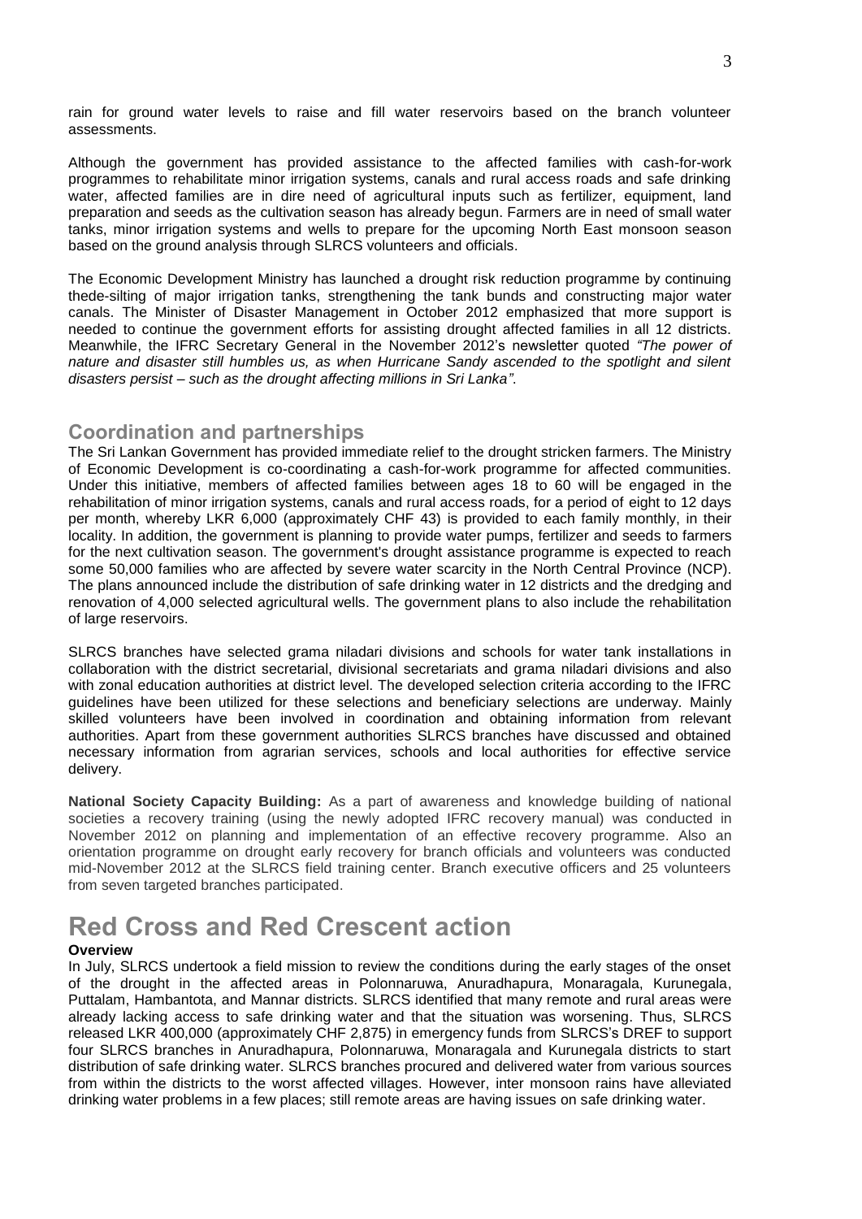rain for ground water levels to raise and fill water reservoirs based on the branch volunteer assessments.

Although the government has provided assistance to the affected families with cash-for-work programmes to rehabilitate minor irrigation systems, canals and rural access roads and safe drinking water, affected families are in dire need of agricultural inputs such as fertilizer, equipment, land preparation and seeds as the cultivation season has already begun. Farmers are in need of small water tanks, minor irrigation systems and wells to prepare for the upcoming North East monsoon season based on the ground analysis through SLRCS volunteers and officials.

The Economic Development Ministry has launched a drought risk reduction programme by continuing thede-silting of major irrigation tanks, strengthening the tank bunds and constructing major water canals. The Minister of Disaster Management in October 2012 emphasized that more support is needed to continue the government efforts for assisting drought affected families in all 12 districts. Meanwhile, the IFRC Secretary General in the November 2012's newsletter quoted *"The power of nature and disaster still humbles us, as when Hurricane Sandy ascended to the spotlight and silent disasters persist – such as the drought affecting millions in Sri Lanka"*.

## Coordination and partnerships

The Sri Lankan Government has provided immediate relief to the drought stricken farmers. The Ministry of Economic Development is co-coordinating a cash-for-work programme for affected communities. Under this initiative, members of affected families between ages 18 to 60 will be engaged in the rehabilitation of minor irrigation systems, canals and rural access roads, for a period of eight to 12 days per month, whereby LKR 6,000 (approximately CHF 43) is provided to each family monthly, in their locality. In addition, the government is planning to provide water pumps, fertilizer and seeds to farmers for the next cultivation season. The government's drought assistance programme is expected to reach some 50,000 families who are affected by severe water scarcity in the North Central Province (NCP). The plans announced include the distribution of safe drinking water in 12 districts and the dredging and renovation of 4,000 selected agricultural wells. The government plans to also include the rehabilitation of large reservoirs.

SLRCS branches have selected grama niladari divisions and schools for water tank installations in collaboration with the district secretarial, divisional secretariats and grama niladari divisions and also with zonal education authorities at district level. The developed selection criteria according to the IFRC guidelines have been utilized for these selections and beneficiary selections are underway. Mainly skilled volunteers have been involved in coordination and obtaining information from relevant authorities. Apart from these government authorities SLRCS branches have discussed and obtained necessary information from agrarian services, schools and local authorities for effective service delivery.

**National Society Capacity Building:** As a part of awareness and knowledge building of national societies a recovery training (using the newly adopted IFRC recovery manual) was conducted in November 2012 on planning and implementation of an effective recovery programme. Also an orientation programme on drought early recovery for branch officials and volunteers was conducted mid-November 2012 at the SLRCS field training center. Branch executive officers and 25 volunteers from seven targeted branches participated.

# Red Cross and Red Crescent action

**Overview**

In July, SLRCS undertook a field mission to review the conditions during the early stages of the onset of the drought in the affected areas in Polonnaruwa, Anuradhapura, Monaragala, Kurunegala, Puttalam, Hambantota, and Mannar districts. SLRCS identified that many remote and rural areas were already lacking access to safe drinking water and that the situation was worsening. Thus, SLRCS released LKR 400,000 (approximately CHF 2,875) in emergency funds from SLRCS's DREF to support four SLRCS branches in Anuradhapura, Polonnaruwa, Monaragala and Kurunegala districts to start distribution of safe drinking water. SLRCS branches procured and delivered water from various sources from within the districts to the worst affected villages. However, inter monsoon rains have alleviated drinking water problems in a few places; still remote areas are having issues on safe drinking water.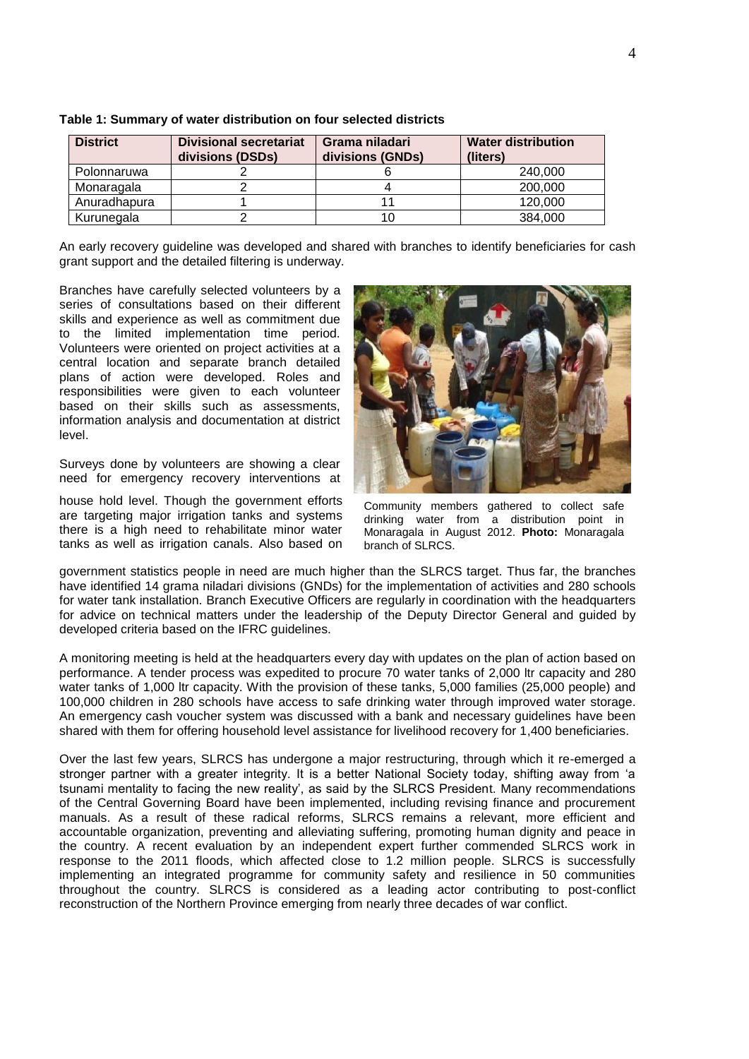**Table 1: Summary of water distribution on four selected districts**

| District | Divisional secretariat divisions (DSDs) | Grama niladari divisions (GNDs) | Water distribution (liters) |
|---|---|---|---|
| Polonnaruwa | 2 | 6 | 240,000 |
| Monaragala | 2 | 4 | 200,000 |
| Anuradhapura | 1 | 11 | 120,000 |
| Kurunegala | 2 | 10 | 384,000 |

An early recovery guideline was developed and shared with branches to identify beneficiaries for cash grant support and the detailed filtering is underway.

Branches have carefully selected volunteers by a series of consultations based on their different skills and experience as well as commitment due to the limited implementation time period. Volunteers were oriented on project activities at a central location and separate branch detailed plans of action were developed. Roles and responsibilities were given to each volunteer based on their skills such as assessments, information analysis and documentation at district level.

Surveys done by volunteers are showing a clear need for emergency recovery interventions at house hold level. Though the government efforts are targeting major irrigation tanks and systems there is a high need to rehabilitate minor water tanks as well as irrigation canals. Also based on government statistics people in need are much higher than the SLRCS target. Thus far, the branches have identified 14 grama niladari divisions (GNDs) for the implementation of activities and 280 schools for water tank installation. Branch Executive Officers are regularly in coordination with the headquarters for advice on technical matters under the leadership of the Deputy Director General and guided by developed criteria based on the IFRC guidelines.

Community members gathered to collect safe drinking water from a distribution point in Monaragala in August 2012. **Photo:** Monaragala branch of SLRCS.

A monitoring meeting is held at the headquarters every day with updates on the plan of action based on performance. A tender process was expedited to procure 70 water tanks of 2,000 ltr capacity and 280 water tanks of 1,000 ltr capacity. With the provision of these tanks, 5,000 families (25,000 people) and 100,000 children in 280 schools have access to safe drinking water through improved water storage. An emergency cash voucher system was discussed with a bank and necessary guidelines have been shared with them for offering household level assistance for livelihood recovery for 1,400 beneficiaries.

Over the last few years, SLRCS has undergone a major restructuring, through which it re-emerged a stronger partner with a greater integrity. It is a better National Society today, shifting away from 'a tsunami mentality to facing the new reality', as said by the SLRCS President. Many recommendations of the Central Governing Board have been implemented, including revising finance and procurement manuals. As a result of these radical reforms, SLRCS remains a relevant, more efficient and accountable organization, preventing and alleviating suffering, promoting human dignity and peace in the country. A recent evaluation by an independent expert further commended SLRCS work in response to the 2011 floods, which affected close to 1.2 million people. SLRCS is successfully implementing an integrated programme for community safety and resilience in 50 communities throughout the country. SLRCS is considered as a leading actor contributing to post-conflict reconstruction of the Northern Province emerging from nearly three decades of war conflict.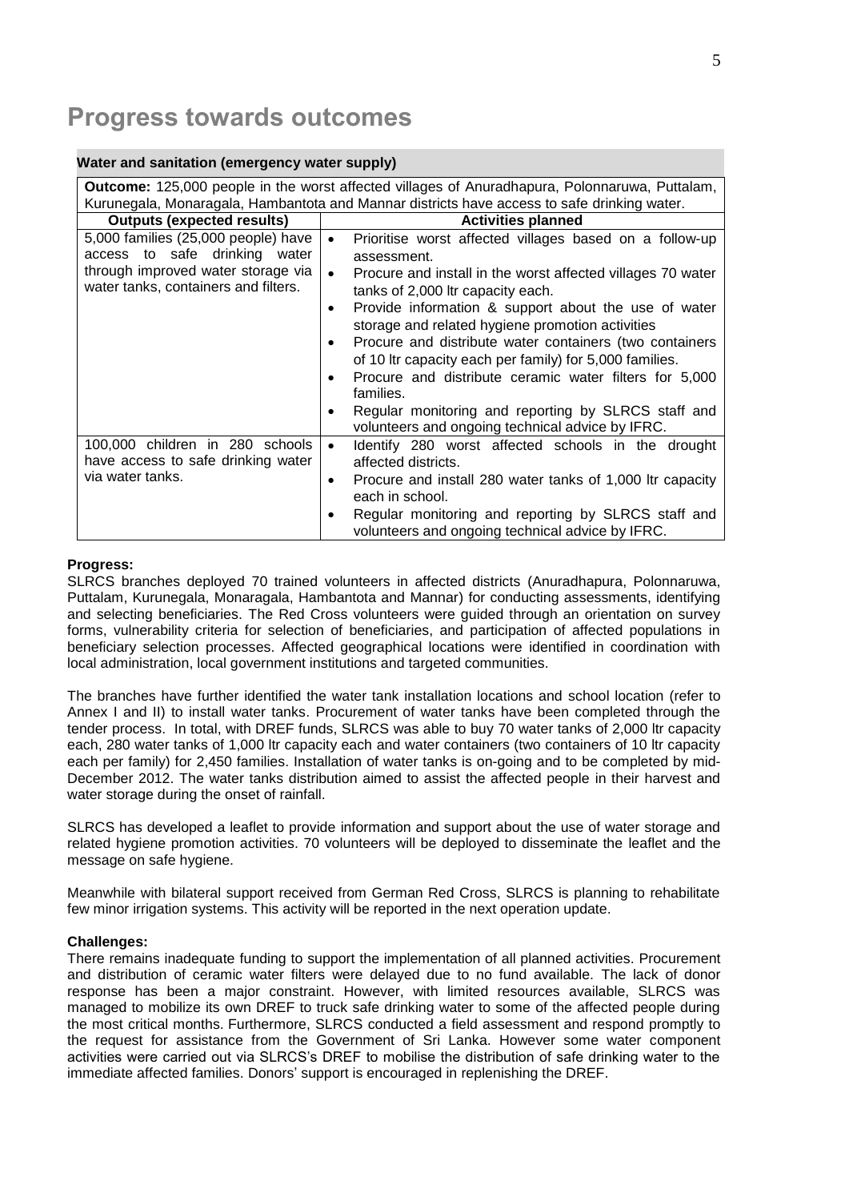# Progress towards outcomes

| Water and sanitation (emergency water supply) | |
|---|---|
| **Outcome:** 125,000 people in the worst affected villages of Anuradhapura, Polonnaruwa, Puttalam, Kurunegala, Monaragala, Hambantota and Mannar districts have access to safe drinking water. | |
| **Outputs (expected results)** | **Activities planned** |
| 5,000 families (25,000 people) have access to safe drinking water through improved water storage via water tanks, containers and filters. | • Prioritise worst affected villages based on a follow-up assessment.<br>• Procure and install in the worst affected villages 70 water tanks of 2,000 ltr capacity each.<br>• Provide information & support about the use of water storage and related hygiene promotion activities<br>• Procure and distribute water containers (two containers of 10 ltr capacity each per family) for 5,000 families.<br>• Procure and distribute ceramic water filters for 5,000 families.<br>• Regular monitoring and reporting by SLRCS staff and volunteers and ongoing technical advice by IFRC. |
| 100,000 children in 280 schools have access to safe drinking water via water tanks. | • Identify 280 worst affected schools in the drought affected districts.<br>• Procure and install 280 water tanks of 1,000 ltr capacity each in school.<br>• Regular monitoring and reporting by SLRCS staff and volunteers and ongoing technical advice by IFRC. |

**Progress:**

SLRCS branches deployed 70 trained volunteers in affected districts (Anuradhapura, Polonnaruwa, Puttalam, Kurunegala, Monaragala, Hambantota and Mannar) for conducting assessments, identifying and selecting beneficiaries. The Red Cross volunteers were guided through an orientation on survey forms, vulnerability criteria for selection of beneficiaries, and participation of affected populations in beneficiary selection processes. Affected geographical locations were identified in coordination with local administration, local government institutions and targeted communities.

The branches have further identified the water tank installation locations and school location (refer to Annex I and II) to install water tanks. Procurement of water tanks have been completed through the tender process. In total, with DREF funds, SLRCS was able to buy 70 water tanks of 2,000 ltr capacity each, 280 water tanks of 1,000 ltr capacity each and water containers (two containers of 10 ltr capacity each per family) for 2,450 families. Installation of water tanks is on-going and to be completed by mid-December 2012. The water tanks distribution aimed to assist the affected people in their harvest and water storage during the onset of rainfall.

SLRCS has developed a leaflet to provide information and support about the use of water storage and related hygiene promotion activities. 70 volunteers will be deployed to disseminate the leaflet and the message on safe hygiene.

Meanwhile with bilateral support received from German Red Cross, SLRCS is planning to rehabilitate few minor irrigation systems. This activity will be reported in the next operation update.

**Challenges:**

There remains inadequate funding to support the implementation of all planned activities. Procurement and distribution of ceramic water filters were delayed due to no fund available. The lack of donor response has been a major constraint. However, with limited resources available, SLRCS was managed to mobilize its own DREF to truck safe drinking water to some of the affected people during the most critical months. Furthermore, SLRCS conducted a field assessment and respond promptly to the request for assistance from the Government of Sri Lanka. However some water component activities were carried out via SLRCS's DREF to mobilise the distribution of safe drinking water to the immediate affected families. Donors' support is encouraged in replenishing the DREF.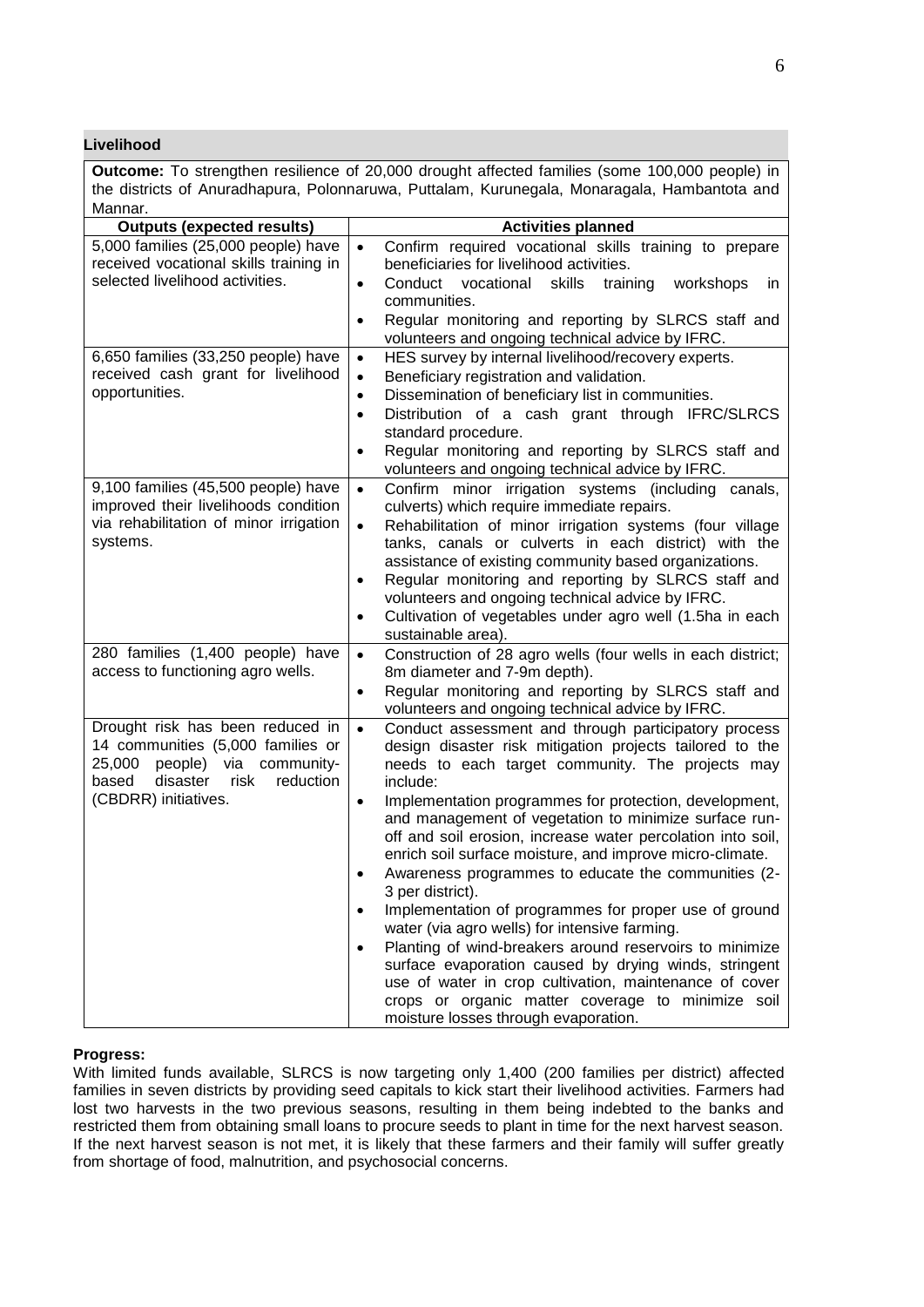## Livelihood

**Outcome:** To strengthen resilience of 20,000 drought affected families (some 100,000 people) in the districts of Anuradhapura, Polonnaruwa, Puttalam, Kurunegala, Monaragala, Hambantota and Mannar.

| Outputs (expected results) | Activities planned |
|---|---|
| 5,000 families (25,000 people) have received vocational skills training in selected livelihood activities. | • Confirm required vocational skills training to prepare beneficiaries for livelihood activities.<br>• Conduct vocational skills training workshops in communities.<br>• Regular monitoring and reporting by SLRCS staff and volunteers and ongoing technical advice by IFRC. |
| 6,650 families (33,250 people) have received cash grant for livelihood opportunities. | • HES survey by internal livelihood/recovery experts.<br>• Beneficiary registration and validation.<br>• Dissemination of beneficiary list in communities.<br>• Distribution of a cash grant through IFRC/SLRCS standard procedure.<br>• Regular monitoring and reporting by SLRCS staff and volunteers and ongoing technical advice by IFRC. |
| 9,100 families (45,500 people) have improved their livelihoods condition via rehabilitation of minor irrigation systems. | • Confirm minor irrigation systems (including canals, culverts) which require immediate repairs.<br>• Rehabilitation of minor irrigation systems (four village tanks, canals or culverts in each district) with the assistance of existing community based organizations.<br>• Regular monitoring and reporting by SLRCS staff and volunteers and ongoing technical advice by IFRC.<br>• Cultivation of vegetables under agro well (1.5ha in each sustainable area). |
| 280 families (1,400 people) have access to functioning agro wells. | • Construction of 28 agro wells (four wells in each district; 8m diameter and 7-9m depth).<br>• Regular monitoring and reporting by SLRCS staff and volunteers and ongoing technical advice by IFRC. |
| Drought risk has been reduced in 14 communities (5,000 families or 25,000 people) via community-based disaster risk reduction (CBDRR) initiatives. | • Conduct assessment and through participatory process design disaster risk mitigation projects tailored to the needs to each target community. The projects may include:<br>• Implementation programmes for protection, development, and management of vegetation to minimize surface run-off and soil erosion, increase water percolation into soil, enrich soil surface moisture, and improve micro-climate.<br>• Awareness programmes to educate the communities (2-3 per district).<br>• Implementation of programmes for proper use of ground water (via agro wells) for intensive farming.<br>• Planting of wind-breakers around reservoirs to minimize surface evaporation caused by drying winds, stringent use of water in crop cultivation, maintenance of cover crops or organic matter coverage to minimize soil moisture losses through evaporation. |

**Progress:**
With limited funds available, SLRCS is now targeting only 1,400 (200 families per district) affected families in seven districts by providing seed capitals to kick start their livelihood activities. Farmers had lost two harvests in the two previous seasons, resulting in them being indebted to the banks and restricted them from obtaining small loans to procure seeds to plant in time for the next harvest season. If the next harvest season is not met, it is likely that these farmers and their family will suffer greatly from shortage of food, malnutrition, and psychosocial concerns.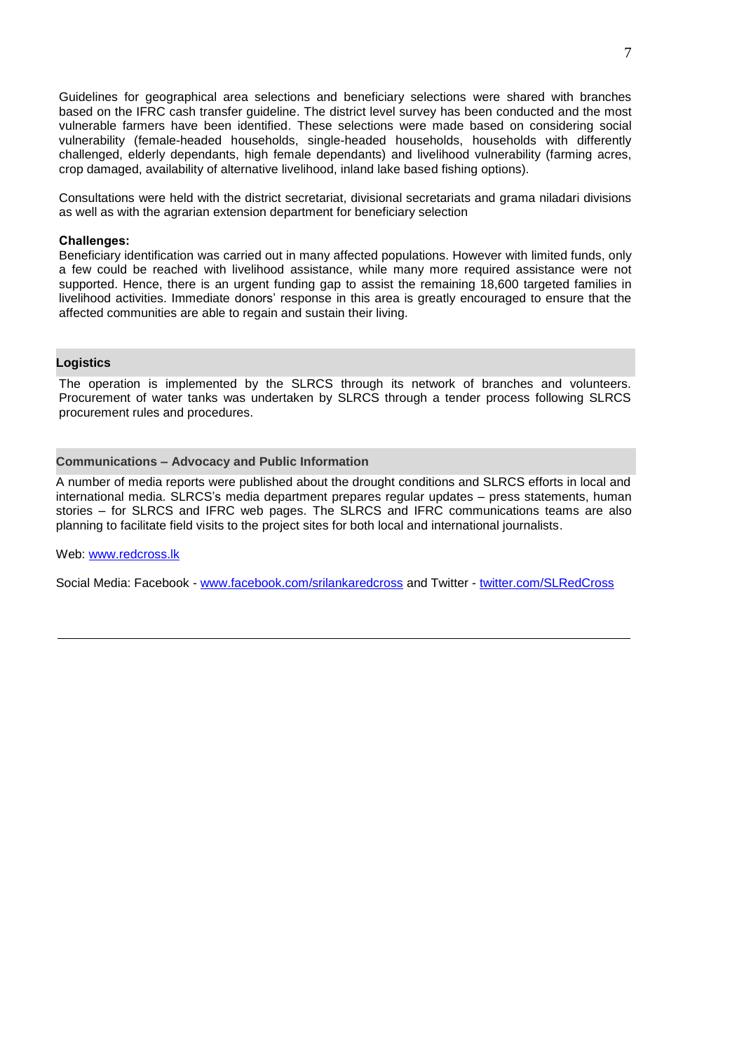Guidelines for geographical area selections and beneficiary selections were shared with branches based on the IFRC cash transfer guideline. The district level survey has been conducted and the most vulnerable farmers have been identified. These selections were made based on considering social vulnerability (female-headed households, single-headed households, households with differently challenged, elderly dependants, high female dependants) and livelihood vulnerability (farming acres, crop damaged, availability of alternative livelihood, inland lake based fishing options).

Consultations were held with the district secretariat, divisional secretariats and grama niladari divisions as well as with the agrarian extension department for beneficiary selection

**Challenges:**

Beneficiary identification was carried out in many affected populations. However with limited funds, only a few could be reached with livelihood assistance, while many more required assistance were not supported. Hence, there is an urgent funding gap to assist the remaining 18,600 targeted families in livelihood activities. Immediate donors' response in this area is greatly encouraged to ensure that the affected communities are able to regain and sustain their living.

## Logistics

The operation is implemented by the SLRCS through its network of branches and volunteers. Procurement of water tanks was undertaken by SLRCS through a tender process following SLRCS procurement rules and procedures.

## Communications – Advocacy and Public Information

A number of media reports were published about the drought conditions and SLRCS efforts in local and international media. SLRCS's media department prepares regular updates – press statements, human stories – for SLRCS and IFRC web pages. The SLRCS and IFRC communications teams are also planning to facilitate field visits to the project sites for both local and international journalists.

Web: [www.redcross.lk](http://www.redcross.lk)

Social Media: Facebook - [www.facebook.com/srilankaredcross](http://www.facebook.com/srilankaredcross) and Twitter - [twitter.com/SLRedCross](http://twitter.com/SLRedCross)

---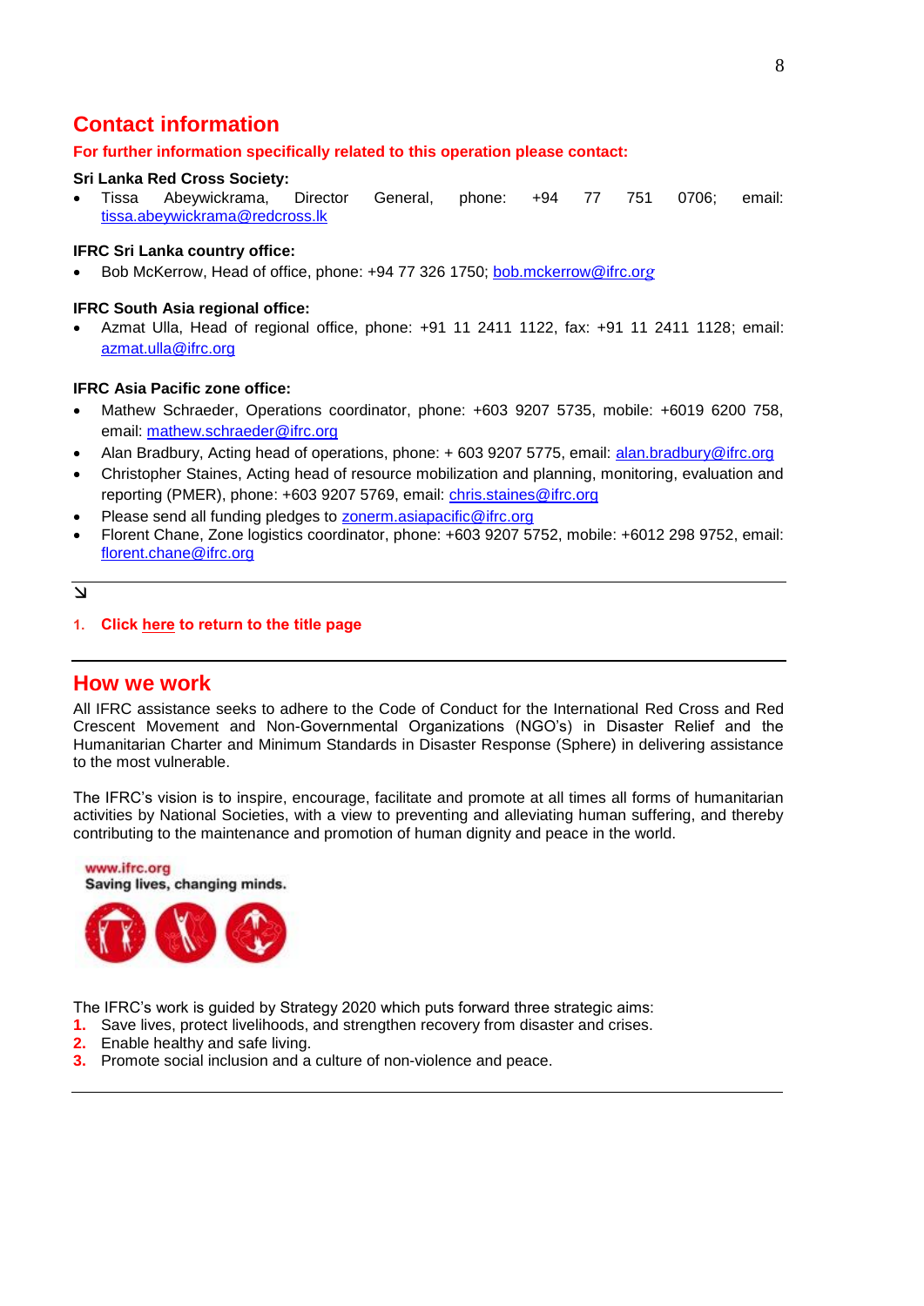## Contact information

**For further information specifically related to this operation please contact:**

**Sri Lanka Red Cross Society:**

- Tissa Abeywickrama, Director General, phone: +94 77 751 0706; email: tissa.abeywickrama@redcross.lk

**IFRC Sri Lanka country office:**

- Bob McKerrow, Head of office, phone: +94 77 326 1750; bob.mckerrow@ifrc.org

**IFRC South Asia regional office:**

- Azmat Ulla, Head of regional office, phone: +91 11 2411 1122, fax: +91 11 2411 1128; email: azmat.ulla@ifrc.org

**IFRC Asia Pacific zone office:**

- Mathew Schraeder, Operations coordinator, phone: +603 9207 5735, mobile: +6019 6200 758, email: mathew.schraeder@ifrc.org
- Alan Bradbury, Acting head of operations, phone: + 603 9207 5775, email: alan.bradbury@ifrc.org
- Christopher Staines, Acting head of resource mobilization and planning, monitoring, evaluation and reporting (PMER), phone: +603 9207 5769, email: chris.staines@ifrc.org
- Please send all funding pledges to zonerm.asiapacific@ifrc.org
- Florent Chane, Zone logistics coordinator, phone: +603 9207 5752, mobile: +6012 298 9752, email: florent.chane@ifrc.org

---

1. **Click here to return to the title page**

---

## How we work

All IFRC assistance seeks to adhere to the Code of Conduct for the International Red Cross and Red Crescent Movement and Non-Governmental Organizations (NGO's) in Disaster Relief and the Humanitarian Charter and Minimum Standards in Disaster Response (Sphere) in delivering assistance to the most vulnerable.

The IFRC's vision is to inspire, encourage, facilitate and promote at all times all forms of humanitarian activities by National Societies, with a view to preventing and alleviating human suffering, and thereby contributing to the maintenance and promotion of human dignity and peace in the world.

www.ifrc.org
Saving lives, changing minds.

The IFRC's work is guided by Strategy 2020 which puts forward three strategic aims:

1. Save lives, protect livelihoods, and strengthen recovery from disaster and crises.
2. Enable healthy and safe living.
3. Promote social inclusion and a culture of non-violence and peace.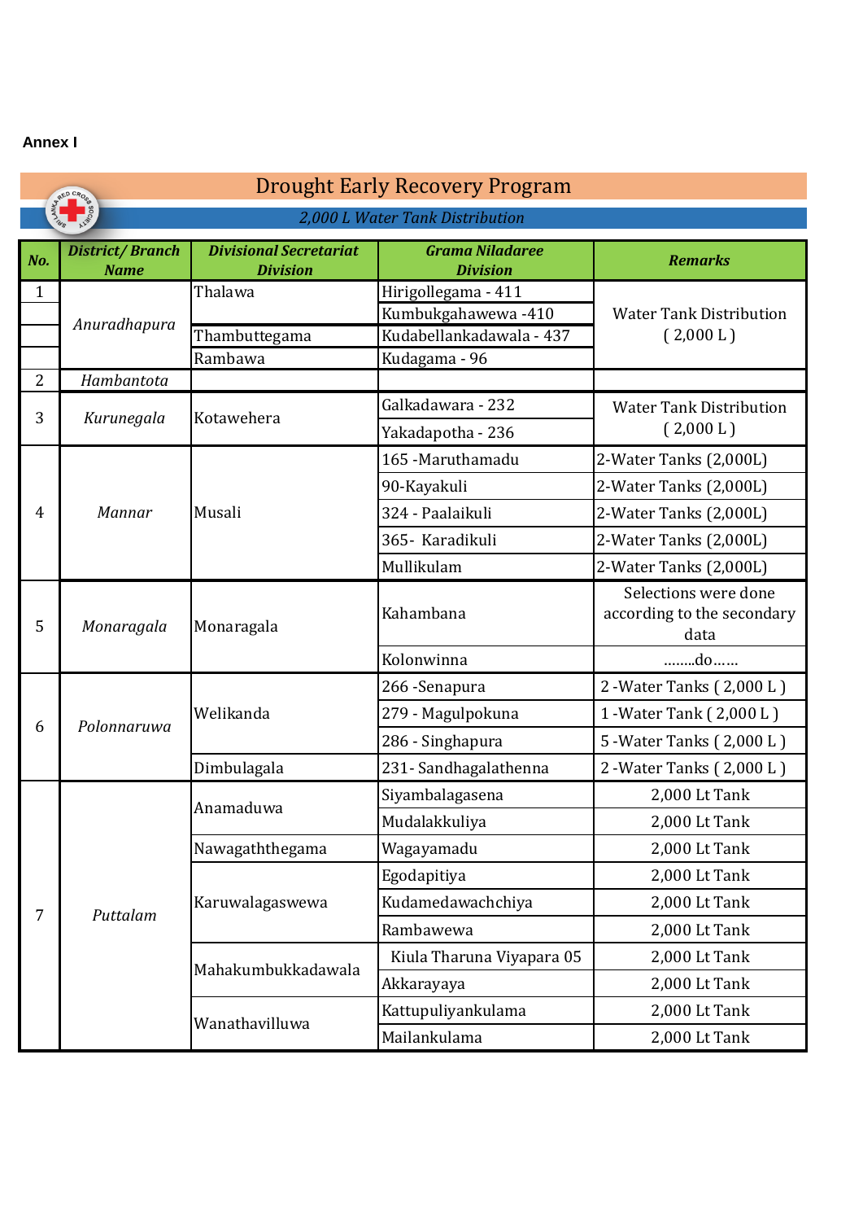**Annex I**

## Drought Early Recovery Program

*2,000 L Water Tank Distribution*

| No. | District/ Branch Name | Divisional Secretariat Division | Grama Niladaree Division | Remarks |
|---|---|---|---|---|
| 1 | *Anuradhapura* | Thalawa | Hirigollegama - 411 | Water Tank Distribution ( 2,000 L ) |
| | | | Kumbukgahawewa -410 | |
| | | Thambuttegama | Kudabellankadawala - 437 | |
| | | Rambawa | Kudagama - 96 | |
| 2 | *Hambantota* | | | |
| 3 | *Kurunegala* | Kotawehera | Galkadawara - 232 | Water Tank Distribution ( 2,000 L ) |
| | | | Yakadapotha - 236 | |
| 4 | *Mannar* | Musali | 165 -Maruthamadu | 2-Water Tanks (2,000L) |
| | | | 90-Kayakuli | 2-Water Tanks (2,000L) |
| | | | 324 - Paalaikuli | 2-Water Tanks (2,000L) |
| | | | 365- Karadikuli | 2-Water Tanks (2,000L) |
| | | | Mullikulam | 2-Water Tanks (2,000L) |
| 5 | *Monaragala* | Monaragala | Kahambana | Selections were done according to the secondary data |
| | | | Kolonwinna | ........do...... |
| 6 | *Polonnaruwa* | Welikanda | 266 -Senapura | 2 -Water Tanks ( 2,000 L ) |
| | | | 279 - Magulpokuna | 1 -Water Tank ( 2,000 L ) |
| | | | 286 - Singhapura | 5 -Water Tanks ( 2,000 L ) |
| | | Dimbulagala | 231- Sandhagalathenna | 2 -Water Tanks ( 2,000 L ) |
| 7 | *Puttalam* | Anamaduwa | Siyambalagasena | 2,000 Lt Tank |
| | | | Mudalakkuliya | 2,000 Lt Tank |
| | | Nawagaththegama | Wagayamadu | 2,000 Lt Tank |
| | | Karuwalagaswewa | Egodapitiya | 2,000 Lt Tank |
| | | | Kudamedawachchiya | 2,000 Lt Tank |
| | | | Rambawewa | 2,000 Lt Tank |
| | | Mahakumbukkadawala | Kiula Tharuna Viyapara 05 | 2,000 Lt Tank |
| | | | Akkarayaya | 2,000 Lt Tank |
| | | Wanathavilluwa | Kattupuliyankulama | 2,000 Lt Tank |
| | | | Mailankulama | 2,000 Lt Tank |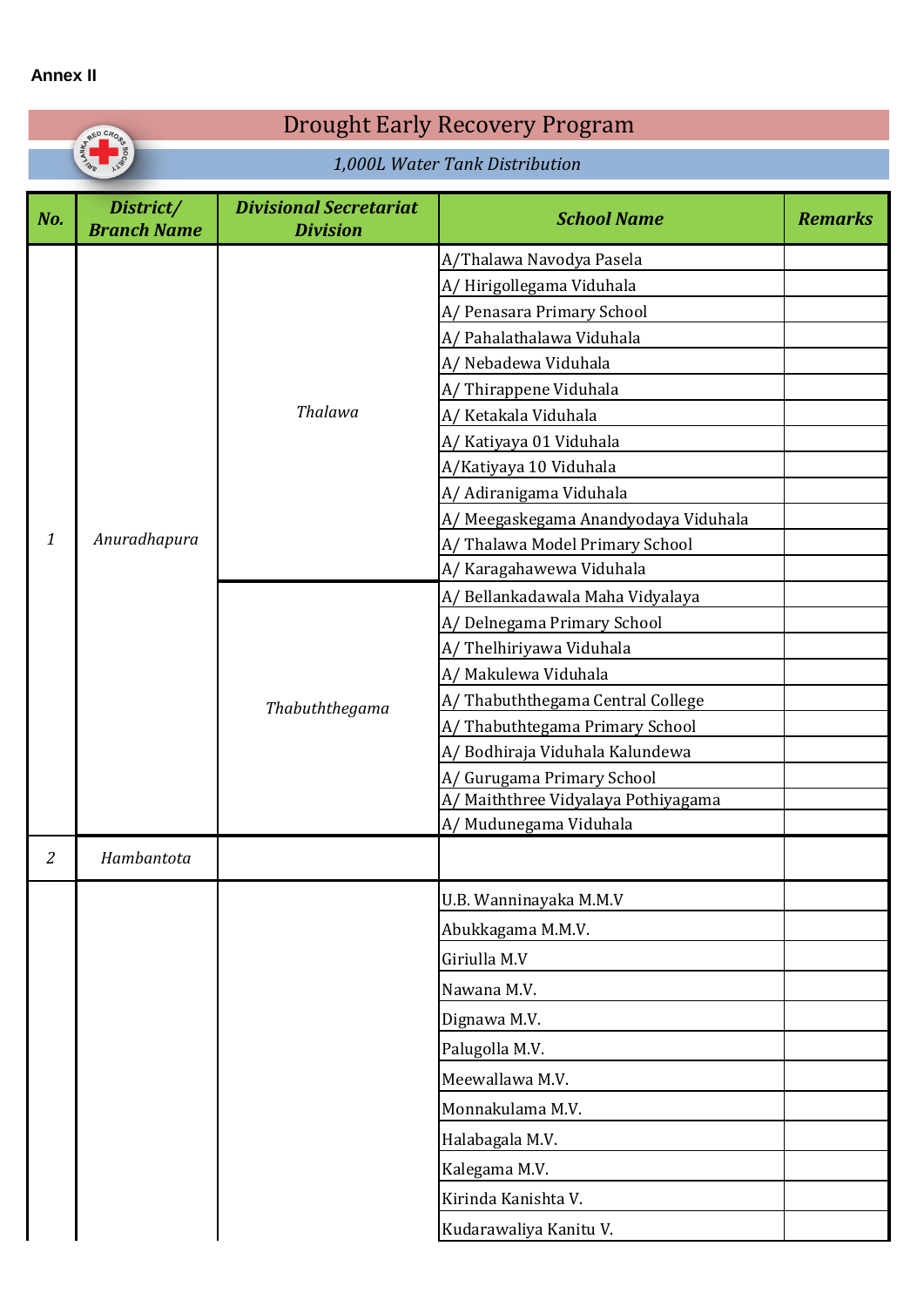**Annex II**

# Drought Early Recovery Program

*1,000L Water Tank Distribution*

| No. | District/ Branch Name | Divisional Secretariat Division | School Name | Remarks |
|---|---|---|---|---|
| *1* | *Anuradhapura* | *Thalawa* | A/Thalawa Navodya Pasela | |
| | | | A/ Hirigollegama Viduhala | |
| | | | A/ Penasara Primary School | |
| | | | A/ Pahalathalawa Viduhala | |
| | | | A/ Nebadewa Viduhala | |
| | | | A/ Thirappene Viduhala | |
| | | | A/ Ketakala Viduhala | |
| | | | A/ Katiyaya 01 Viduhala | |
| | | | A/Katiyaya 10 Viduhala | |
| | | | A/ Adiranigama Viduhala | |
| | | | A/ Meegaskegama Anandyodaya Viduhala | |
| | | | A/ Thalawa Model Primary School | |
| | | | A/ Karagahawewa Viduhala | |
| | | *Thabuththegama* | A/ Bellankadawala Maha Vidyalaya | |
| | | | A/ Delnegama Primary School | |
| | | | A/ Thelhiriyawa Viduhala | |
| | | | A/ Makulewa Viduhala | |
| | | | A/ Thabuththegama Central College | |
| | | | A/ Thabuthtegama Primary School | |
| | | | A/ Bodhiraja Viduhala Kalundewa | |
| | | | A/ Gurugama Primary School | |
| | | | A/ Maiththree Vidyalaya Pothiyagama | |
| | | | A/ Mudunegama Viduhala | |
| *2* | *Hambantota* | | | |
| | | | U.B. Wanninayaka M.M.V | |
| | | | Abukkagama M.M.V. | |
| | | | Giriulla M.V | |
| | | | Nawana M.V. | |
| | | | Dignawa M.V. | |
| | | | Palugolla M.V. | |
| | | | Meewallawa M.V. | |
| | | | Monnakulama M.V. | |
| | | | Halabagala M.V. | |
| | | | Kalegama M.V. | |
| | | | Kirinda Kanishta V. | |
| | | | Kudarawaliya Kanitu V. | |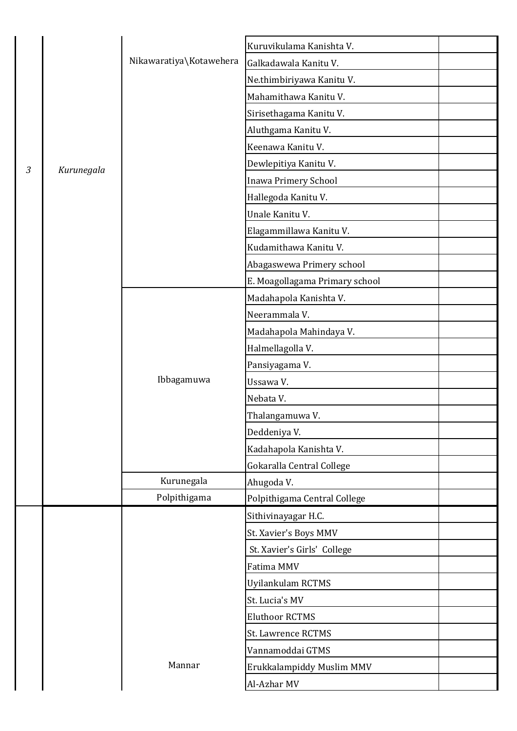| | | | | |
|---|---|---|---|---|
| 3 | Kurunegala | Nikawaratiya\Kotawehera | Kuruvikulama Kanishta V. | |
| | | | Galkadawala Kanitu V. | |
| | | | Ne.thimbiriyawa Kanitu V. | |
| | | | Mahamithawa Kanitu V. | |
| | | | Sirisethagama Kanitu V. | |
| | | | Aluthgama Kanitu V. | |
| | | | Keenawa Kanitu V. | |
| | | | Dewlepitiya Kanitu V. | |
| | | | Inawa Primery School | |
| | | | Hallegoda Kanitu V. | |
| | | | Unale Kanitu V. | |
| | | | Elagammillawa Kanitu V. | |
| | | | Kudamithawa Kanitu V. | |
| | | | Abagaswewa Primery school | |
| | | | E. Moagollagama Primary school | |
| | | Ibbagamuwa | Madahapola Kanishta V. | |
| | | | Neerammala V. | |
| | | | Madahapola Mahindaya V. | |
| | | | Halmellagolla V. | |
| | | | Pansiyagama V. | |
| | | | Ussawa V. | |
| | | | Nebata V. | |
| | | | Thalangamuwa V. | |
| | | | Deddeniya V. | |
| | | | Kadahapola Kanishta V. | |
| | | | Gokaralla Central College | |
| | | Kurunegala | Ahugoda V. | |
| | | Polpithigama | Polpithigama Central College | |
| | | Mannar | Sithivinayagar H.C. | |
| | | | St. Xavier's Boys MMV | |
| | | | St. Xavier's Girls' College | |
| | | | Fatima MMV | |
| | | | Uyilankulam RCTMS | |
| | | | St. Lucia's MV | |
| | | | Eluthoor RCTMS | |
| | | | St. Lawrence RCTMS | |
| | | | Vannamoddai GTMS | |
| | | | Erukkalampiddy Muslim MMV | |
| | | | Al-Azhar MV | |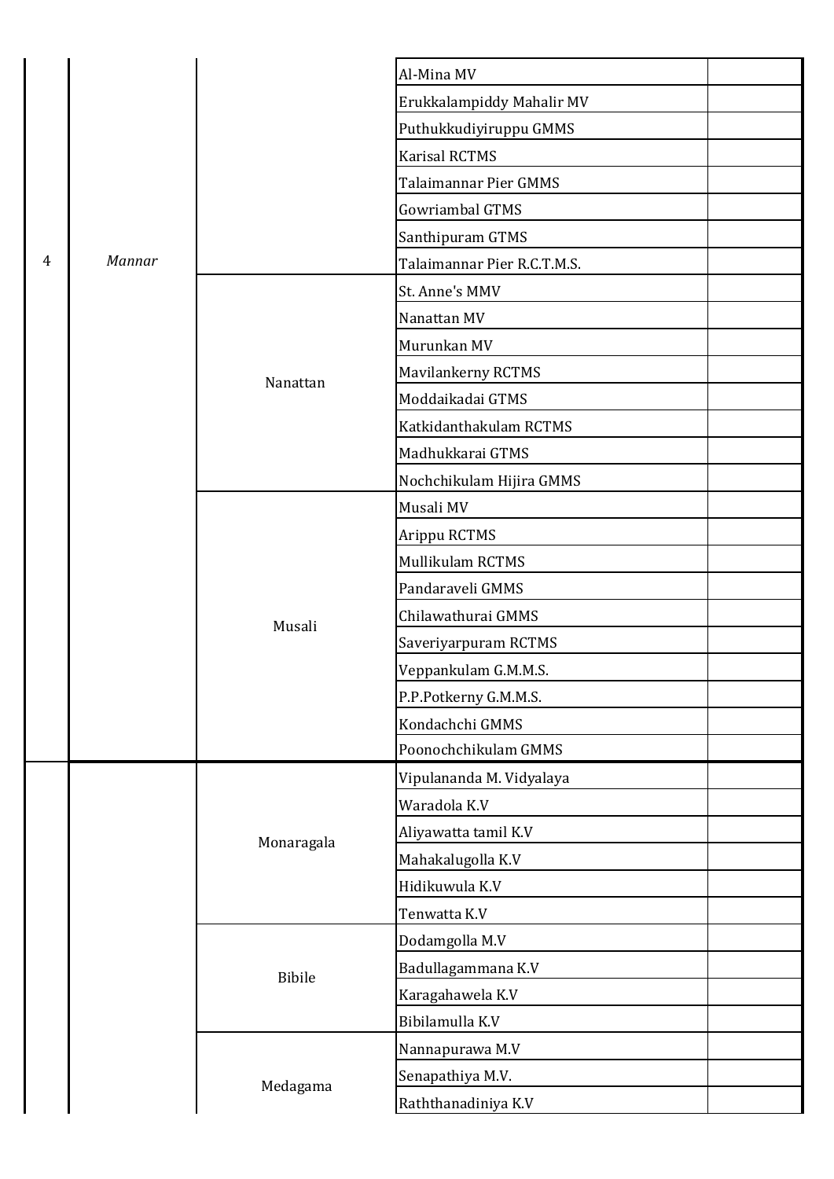| | | | | |
|---|---|---|---|---|
| 4 | *Mannar* | | Al-Mina MV | |
| | | | Erukkalampiddy Mahalir MV | |
| | | | Puthukkudiyiruppu GMMS | |
| | | | Karisal RCTMS | |
| | | | Talaimannar Pier GMMS | |
| | | | Gowriambal GTMS | |
| | | | Santhipuram GTMS | |
| | | | Talaimannar Pier R.C.T.M.S. | |
| | | Nanattan | St. Anne's MMV | |
| | | | Nanattan MV | |
| | | | Murunkan MV | |
| | | | Mavilankerny RCTMS | |
| | | | Moddaikadai GTMS | |
| | | | Katkidanthakulam RCTMS | |
| | | | Madhukkarai GTMS | |
| | | | Nochchikulam Hijira GMMS | |
| | | Musali | Musali MV | |
| | | | Arippu RCTMS | |
| | | | Mullikulam RCTMS | |
| | | | Pandaraveli GMMS | |
| | | | Chilawathurai GMMS | |
| | | | Saveriyarpuram RCTMS | |
| | | | Veppankulam G.M.M.S. | |
| | | | P.P.Potkerny G.M.M.S. | |
| | | | Kondachchi GMMS | |
| | | | Poonochchikulam GMMS | |
| | | Monaragala | Vipulananda M. Vidyalaya | |
| | | | Waradola K.V | |
| | | | Aliyawatta tamil K.V | |
| | | | Mahakalugolla K.V | |
| | | | Hidikuwula K.V | |
| | | | Tenwatta K.V | |
| | | Bibile | Dodamgolla M.V | |
| | | | Badullagammana K.V | |
| | | | Karagahawela K.V | |
| | | | Bibilamulla K.V | |
| | | Medagama | Nannapurawa M.V | |
| | | | Senapathiya M.V. | |
| | | | Raththanadiniya K.V | |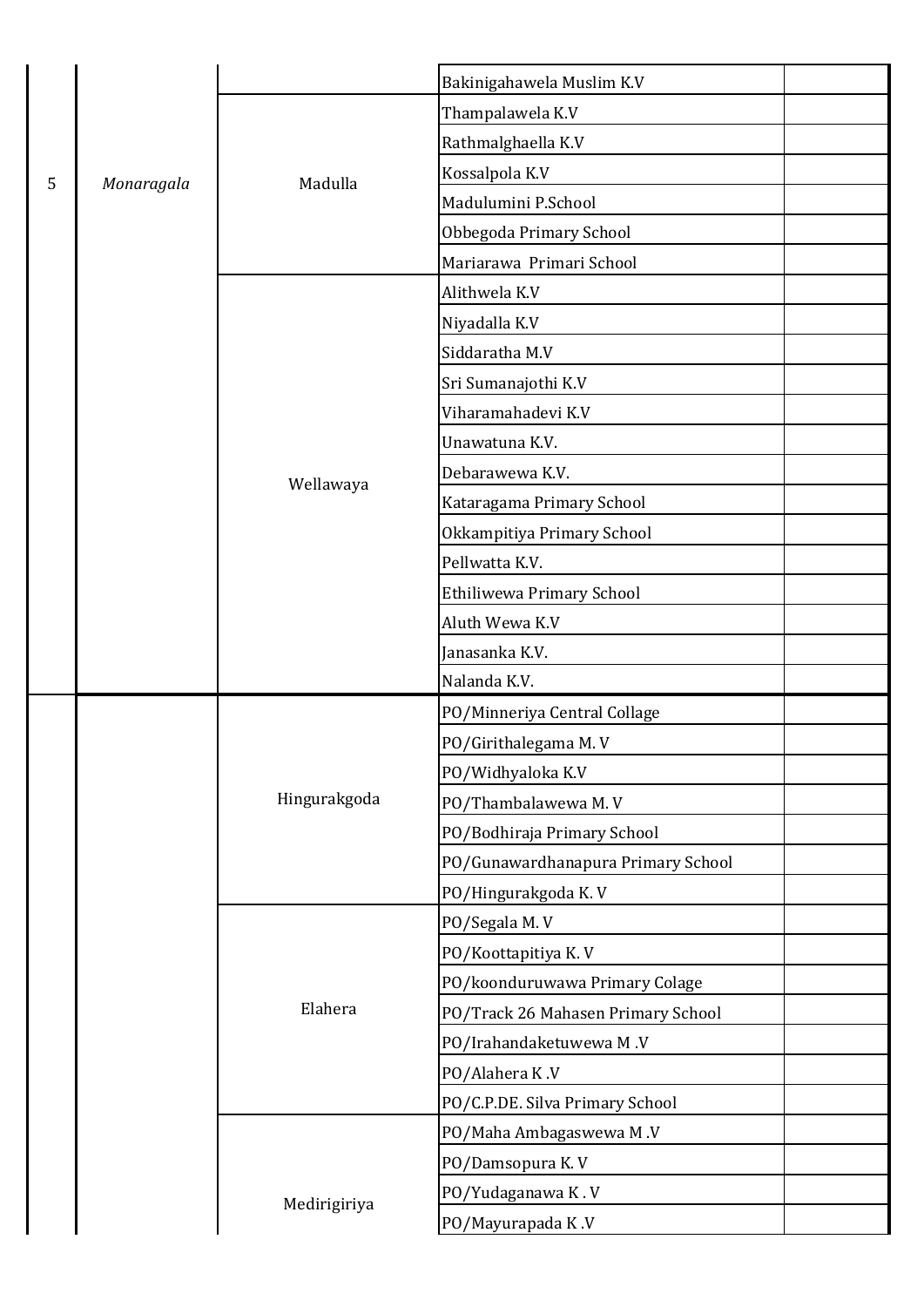| | | | | |
|---|---|---|---|---|
| 5 | *Monaragala* | | Bakinigahawela Muslim K.V | |
| | | Madulla | Thampalawela K.V | |
| | | | Rathmalghaella K.V | |
| | | | Kossalpola K.V | |
| | | | Madulumini P.School | |
| | | | Obbegoda Primary School | |
| | | | Mariarawa Primari School | |
| | | Wellawaya | Alithwela K.V | |
| | | | Niyadalla K.V | |
| | | | Siddaratha M.V | |
| | | | Sri Sumanajothi K.V | |
| | | | Viharamahadevi K.V | |
| | | | Unawatuna K.V. | |
| | | | Debarawewa K.V. | |
| | | | Kataragama Primary School | |
| | | | Okkampitiya Primary School | |
| | | | Pellwatta K.V. | |
| | | | Ethiliwewa Primary School | |
| | | | Aluth Wewa K.V | |
| | | | Janasanka K.V. | |
| | | | Nalanda K.V. | |
| | | Hingurakgoda | PO/Minneriya Central Collage | |
| | | | PO/Girithalegama M. V | |
| | | | PO/Widhyaloka K.V | |
| | | | PO/Thambalawewa M. V | |
| | | | PO/Bodhiraja Primary School | |
| | | | PO/Gunawardhanapura Primary School | |
| | | | PO/Hingurakgoda K. V | |
| | | Elahera | PO/Segala M. V | |
| | | | PO/Koottapitiya K. V | |
| | | | PO/koonduruwawa Primary Colage | |
| | | | PO/Track 26 Mahasen Primary School | |
| | | | PO/Irahandaketuwewa M .V | |
| | | | PO/Alahera K .V | |
| | | | PO/C.P.DE. Silva Primary School | |
| | | Medirigiriya | PO/Maha Ambagaswewa M .V | |
| | | | PO/Damsopura K. V | |
| | | | PO/Yudaganawa K . V | |
| | | | PO/Mayurapada K .V | |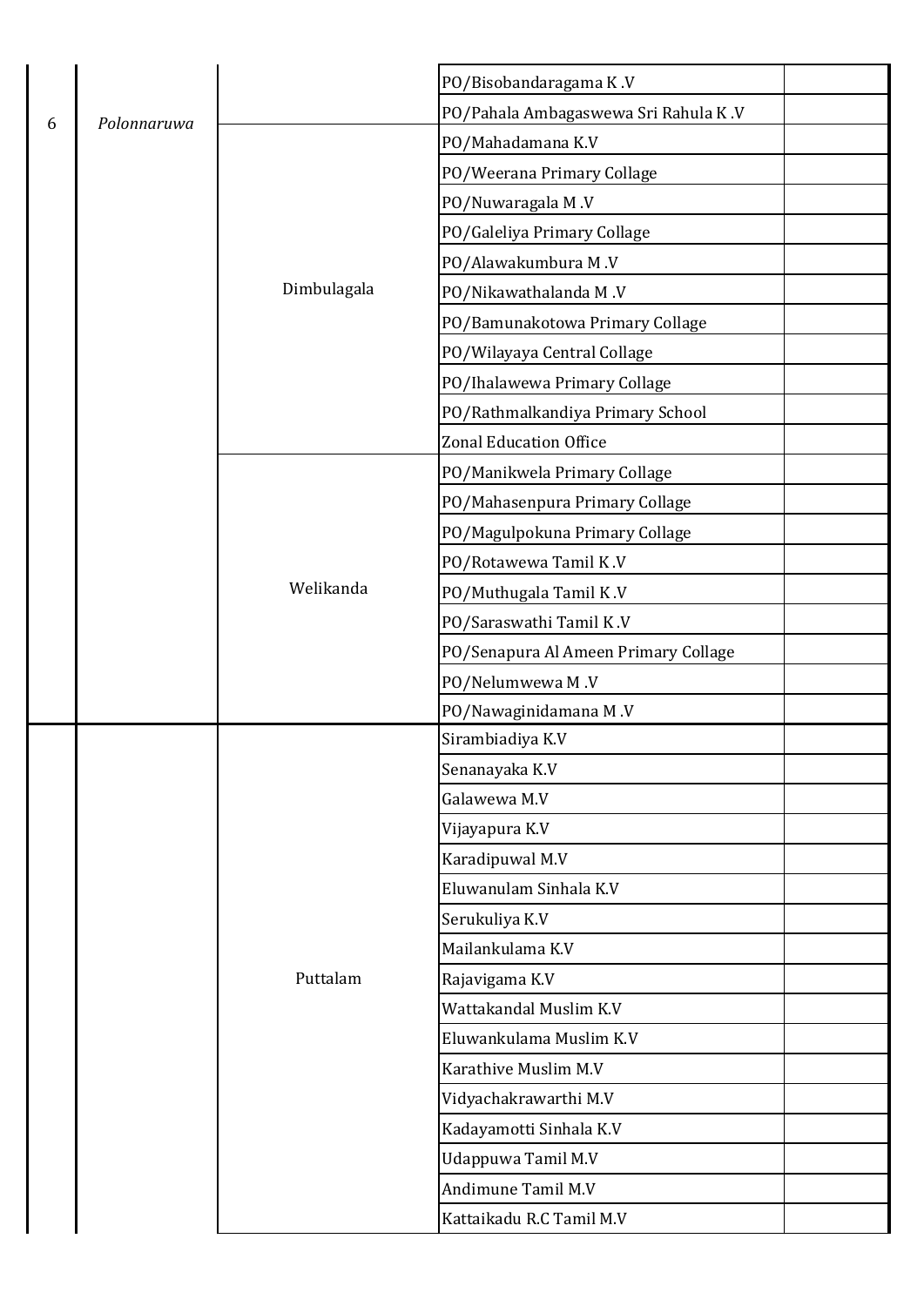| | | | | |
|---|---|---|---|---|
| 6 | Polonnaruwa | | PO/Bisobandaragama K .V | |
| | | | PO/Pahala Ambagaswewa Sri Rahula K .V | |
| | | Dimbulagala | PO/Mahadamana K.V | |
| | | | PO/Weerana Primary Collage | |
| | | | PO/Nuwaragala M .V | |
| | | | PO/Galeliya Primary Collage | |
| | | | PO/Alawakumbura M .V | |
| | | | PO/Nikawathalanda M .V | |
| | | | PO/Bamunakotowa Primary Collage | |
| | | | PO/Wilayaya Central Collage | |
| | | | PO/Ihalawewa Primary Collage | |
| | | | PO/Rathmalkandiya Primary School | |
| | | | Zonal Education Office | |
| | | Welikanda | PO/Manikwela Primary Collage | |
| | | | PO/Mahasenpura Primary Collage | |
| | | | PO/Magulpokuna Primary Collage | |
| | | | PO/Rotawewa Tamil K .V | |
| | | | PO/Muthugala Tamil K .V | |
| | | | PO/Saraswathi Tamil K .V | |
| | | | PO/Senapura Al Ameen Primary Collage | |
| | | | PO/Nelumwewa M .V | |
| | | | PO/Nawaginidamana M .V | |
| | | Puttalam | Sirambiadiya K.V | |
| | | | Senanayaka K.V | |
| | | | Galawewa M.V | |
| | | | Vijayapura K.V | |
| | | | Karadipuwal M.V | |
| | | | Eluwanulam Sinhala K.V | |
| | | | Serukuliya K.V | |
| | | | Mailankulama K.V | |
| | | | Rajavigama K.V | |
| | | | Wattakandal Muslim K.V | |
| | | | Eluwankulama Muslim K.V | |
| | | | Karathive Muslim M.V | |
| | | | Vidyachakrawarthi M.V | |
| | | | Kadayamotti Sinhala K.V | |
| | | | Udappuwa Tamil M.V | |
| | | | Andimune Tamil M.V | |
| | | | Kattaikadu R.C Tamil M.V | |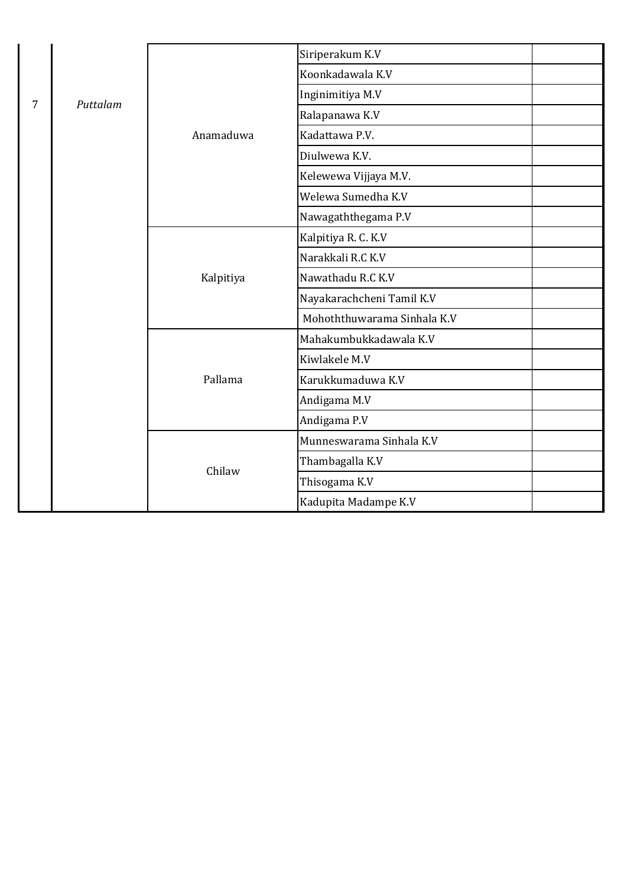| | | | | |
|---|---|---|---|---|
| 7 | *Puttalam* | Anamaduwa | Siriperakum K.V | |
| | | | Koonkadawala K.V | |
| | | | Inginimitiya M.V | |
| | | | Ralapanawa K.V | |
| | | | Kadattawa P.V. | |
| | | | Diulwewa K.V. | |
| | | | Kelewewa Vijjaya M.V. | |
| | | | Welewa Sumedha K.V | |
| | | | Nawagaththegama P.V | |
| | | Kalpitiya | Kalpitiya R. C. K.V | |
| | | | Narakkali R.C K.V | |
| | | | Nawathadu R.C K.V | |
| | | | Nayakarachcheni Tamil K.V | |
| | | | Mohoththuwarama Sinhala K.V | |
| | | Pallama | Mahakumbukkadawala K.V | |
| | | | Kiwlakele M.V | |
| | | | Karukkumaduwa K.V | |
| | | | Andigama M.V | |
| | | | Andigama P.V | |
| | | Chilaw | Munneswarama Sinhala K.V | |
| | | | Thambagalla K.V | |
| | | | Thisogama K.V | |
| | | | Kadupita Madampe K.V | |